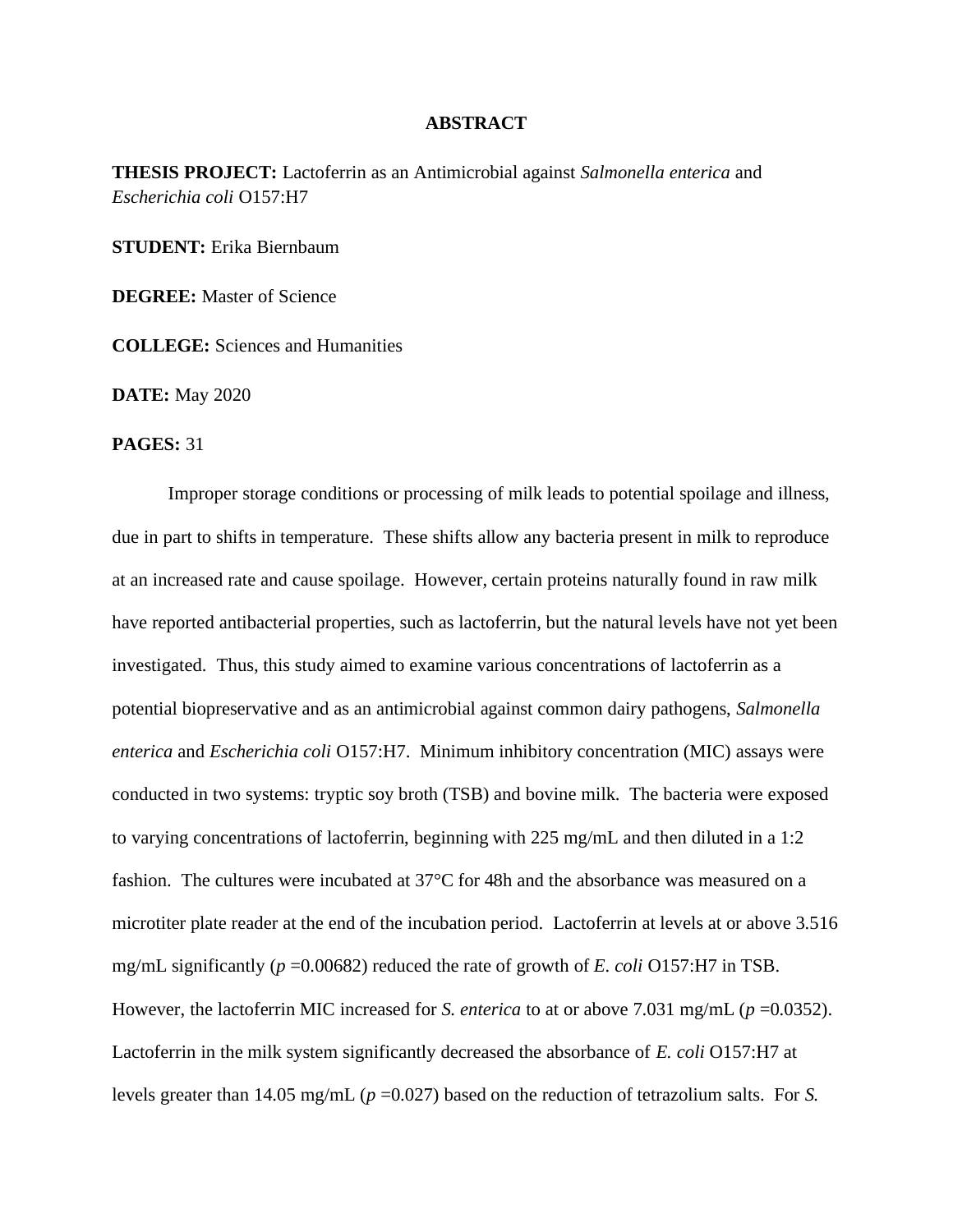# ABSTRACT

**THESIS PROJECT:** Lactoferrin as an Antimicrobial against *Salmonella enterica* and *Escherichia coli* O157:H7

**STUDENT:** Erika Biernbaum

**DEGREE:** Master of Science

**COLLEGE:** Sciences and Humanities

**DATE:** May 2020

**PAGES:** 31

Improper storage conditions or processing of milk leads to potential spoilage and illness, due in part to shifts in temperature. These shifts allow any bacteria present in milk to reproduce at an increased rate and cause spoilage. However, certain proteins naturally found in raw milk have reported antibacterial properties, such as lactoferrin, but the natural levels have not yet been investigated. Thus, this study aimed to examine various concentrations of lactoferrin as a potential biopreservative and as an antimicrobial against common dairy pathogens, *Salmonella enterica* and *Escherichia coli* O157:H7. Minimum inhibitory concentration (MIC) assays were conducted in two systems: tryptic soy broth (TSB) and bovine milk. The bacteria were exposed to varying concentrations of lactoferrin, beginning with 225 mg/mL and then diluted in a 1:2 fashion. The cultures were incubated at 37°C for 48h and the absorbance was measured on a microtiter plate reader at the end of the incubation period. Lactoferrin at levels at or above 3.516 mg/mL significantly ($p$ =0.00682) reduced the rate of growth of *E. coli* O157:H7 in TSB. However, the lactoferrin MIC increased for *S. enterica* to at or above 7.031 mg/mL ($p$ =0.0352). Lactoferrin in the milk system significantly decreased the absorbance of *E. coli* O157:H7 at levels greater than 14.05 mg/mL ($p$ =0.027) based on the reduction of tetrazolium salts. For *S.*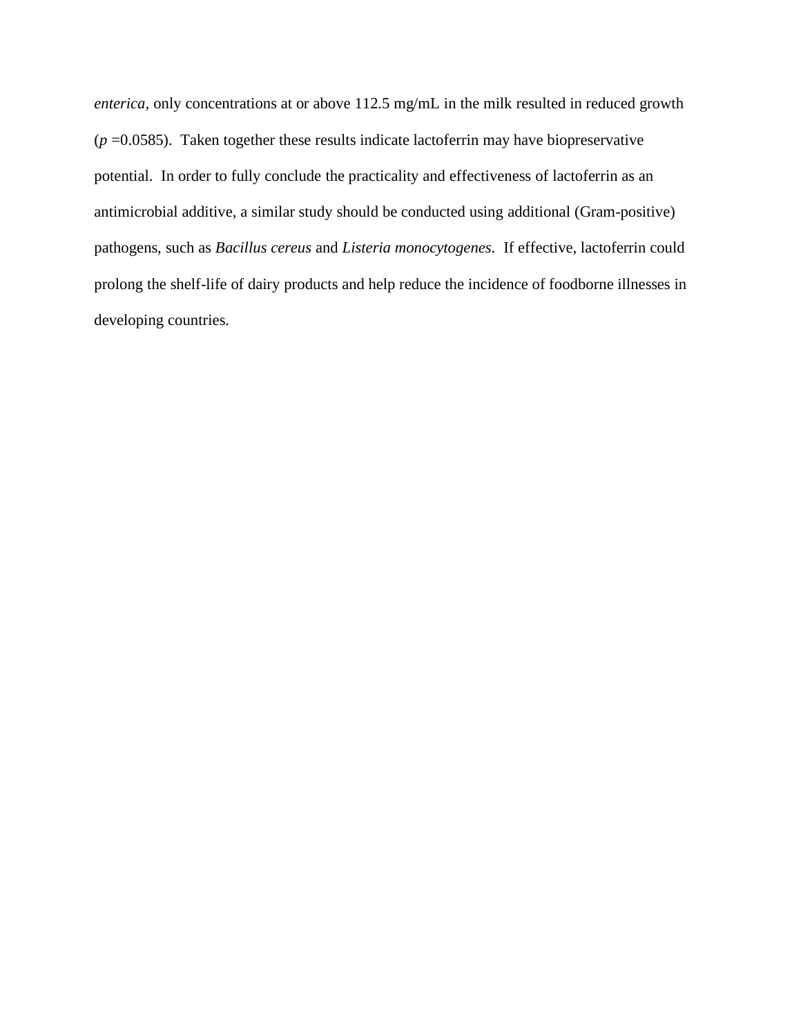*enterica*, only concentrations at or above 112.5 mg/mL in the milk resulted in reduced growth ($p$ =0.0585). Taken together these results indicate lactoferrin may have biopreservative potential. In order to fully conclude the practicality and effectiveness of lactoferrin as an antimicrobial additive, a similar study should be conducted using additional (Gram-positive) pathogens, such as *Bacillus cereus* and *Listeria monocytogenes*. If effective, lactoferrin could prolong the shelf-life of dairy products and help reduce the incidence of foodborne illnesses in developing countries.